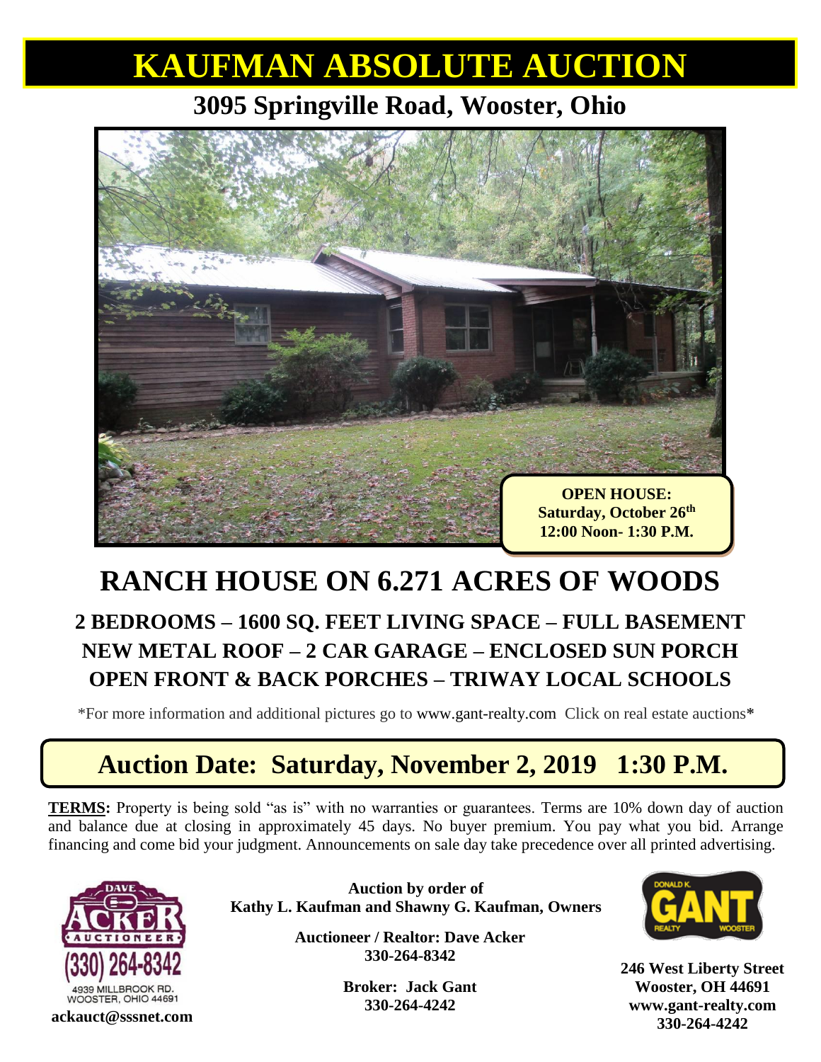# KAUFMAN ABSOLUTE AUCTION

## 3095 Springville Road, Wooster, Ohio

**OPEN HOUSE:**
**Saturday, October 26th**
**12:00 Noon- 1:30 P.M.**

# RANCH HOUSE ON 6.271 ACRES OF WOODS

### 2 BEDROOMS – 1600 SQ. FEET LIVING SPACE – FULL BASEMENT
### NEW METAL ROOF – 2 CAR GARAGE – ENCLOSED SUN PORCH
### OPEN FRONT & BACK PORCHES – TRIWAY LOCAL SCHOOLS

*For more information and additional pictures go to www.gant-realty.com Click on real estate auctions*

## Auction Date: Saturday, November 2, 2019 1:30 P.M.

**TERMS:** Property is being sold "as is" with no warranties or guarantees. Terms are 10% down day of auction and balance due at closing in approximately 45 days. No buyer premium. You pay what you bid. Arrange financing and come bid your judgment. Announcements on sale day take precedence over all printed advertising.

DAVE ACKER AUCTIONEER
(330) 264-8342
4939 MILLBROOK RD.
WOOSTER, OHIO 44691
**ackauct@sssnet.com**

**Auction by order of**
**Kathy L. Kaufman and Shawny G. Kaufman, Owners**

**Auctioneer / Realtor: Dave Acker**
**330-264-8342**

**Broker: Jack Gant**
**330-264-4242**

DONALD K. GANT REALTY WOOSTER

**246 West Liberty Street**
**Wooster, OH 44691**
**www.gant-realty.com**
**330-264-4242**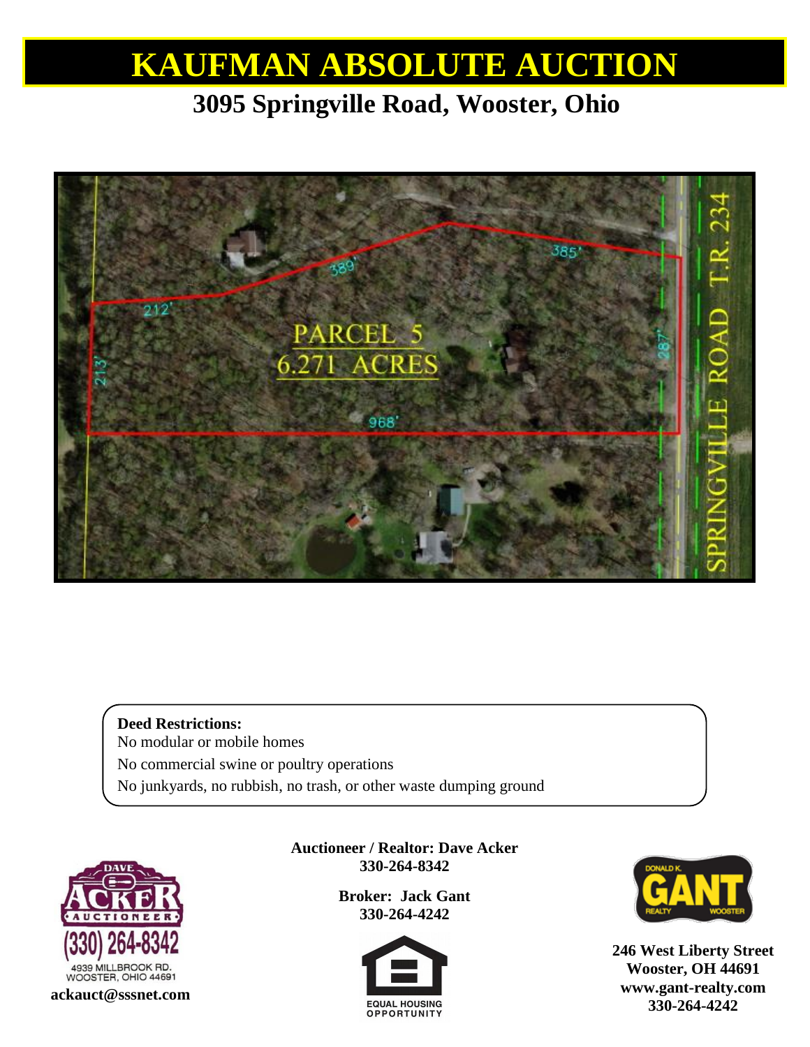# KAUFMAN ABSOLUTE AUCTION

## 3095 Springville Road, Wooster, Ohio

PARCEL 5
6.271 ACRES

212'
389'
385'
213'
287'
968'
SPRINGVILLE ROAD T.R. 234

**Deed Restrictions:**
No modular or mobile homes
No commercial swine or poultry operations
No junkyards, no rubbish, no trash, or other waste dumping ground

DAVE ACKER AUCTIONEER
(330) 264-8342
4939 MILLBROOK RD.
WOOSTER, OHIO 44691
**ackauct@sssnet.com**

**Auctioneer / Realtor: Dave Acker**
**330-264-8342**

**Broker: Jack Gant**
**330-264-4242**

EQUAL HOUSING OPPORTUNITY

DONALD K. GANT REALTY WOOSTER

**246 West Liberty Street**
**Wooster, OH 44691**
**www.gant-realty.com**
**330-264-4242**